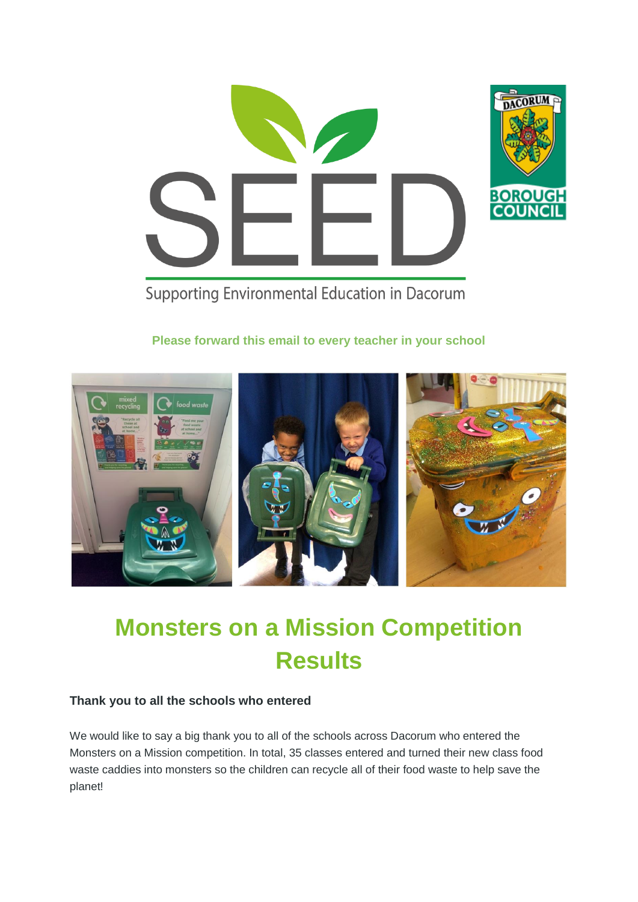Supporting Environmental Education in Dacorum

**Please forward this email to every teacher in your school**

# Monsters on a Mission Competition Results

### Thank you to all the schools who entered

We would like to say a big thank you to all of the schools across Dacorum who entered the Monsters on a Mission competition. In total, 35 classes entered and turned their new class food waste caddies into monsters so the children can recycle all of their food waste to help save the planet!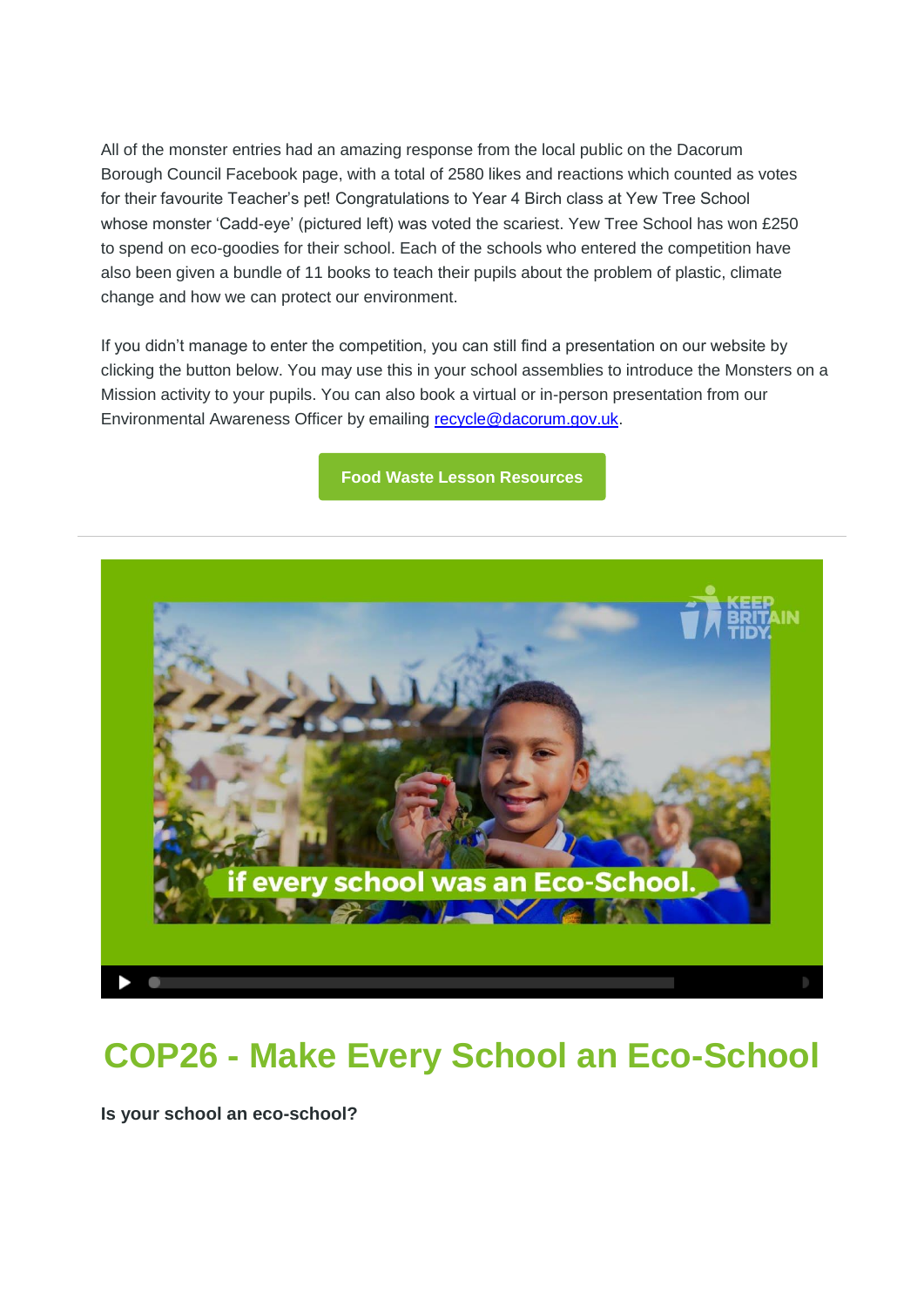All of the monster entries had an amazing response from the local public on the Dacorum Borough Council Facebook page, with a total of 2580 likes and reactions which counted as votes for their favourite Teacher's pet! Congratulations to Year 4 Birch class at Yew Tree School whose monster 'Cadd-eye' (pictured left) was voted the scariest. Yew Tree School has won £250 to spend on eco-goodies for their school. Each of the schools who entered the competition have also been given a bundle of 11 books to teach their pupils about the problem of plastic, climate change and how we can protect our environment.

If you didn't manage to enter the competition, you can still find a presentation on our website by clicking the button below. You may use this in your school assemblies to introduce the Monsters on a Mission activity to your pupils. You can also book a virtual or in-person presentation from our Environmental Awareness Officer by emailing recycle@dacorum.gov.uk.

**Food Waste Lesson Resources**

---

## COP26 - Make Every School an Eco-School

**Is your school an eco-school?**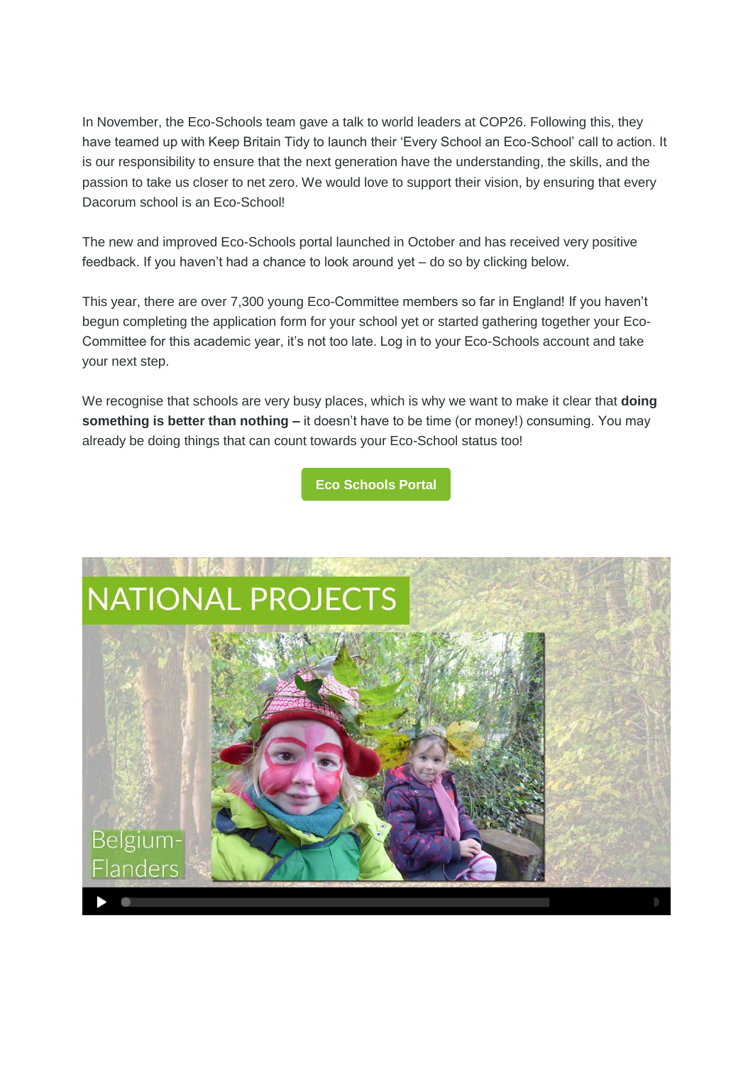In November, the Eco-Schools team gave a talk to world leaders at COP26. Following this, they have teamed up with Keep Britain Tidy to launch their 'Every School an Eco-School' call to action. It is our responsibility to ensure that the next generation have the understanding, the skills, and the passion to take us closer to net zero. We would love to support their vision, by ensuring that every Dacorum school is an Eco-School!

The new and improved Eco-Schools portal launched in October and has received very positive feedback. If you haven't had a chance to look around yet – do so by clicking below.

This year, there are over 7,300 young Eco-Committee members so far in England! If you haven't begun completing the application form for your school yet or started gathering together your Eco-Committee for this academic year, it's not too late. Log in to your Eco-Schools account and take your next step.

We recognise that schools are very busy places, which is why we want to make it clear that **doing something is better than nothing –** it doesn't have to be time (or money!) consuming. You may already be doing things that can count towards your Eco-School status too!

**Eco Schools Portal**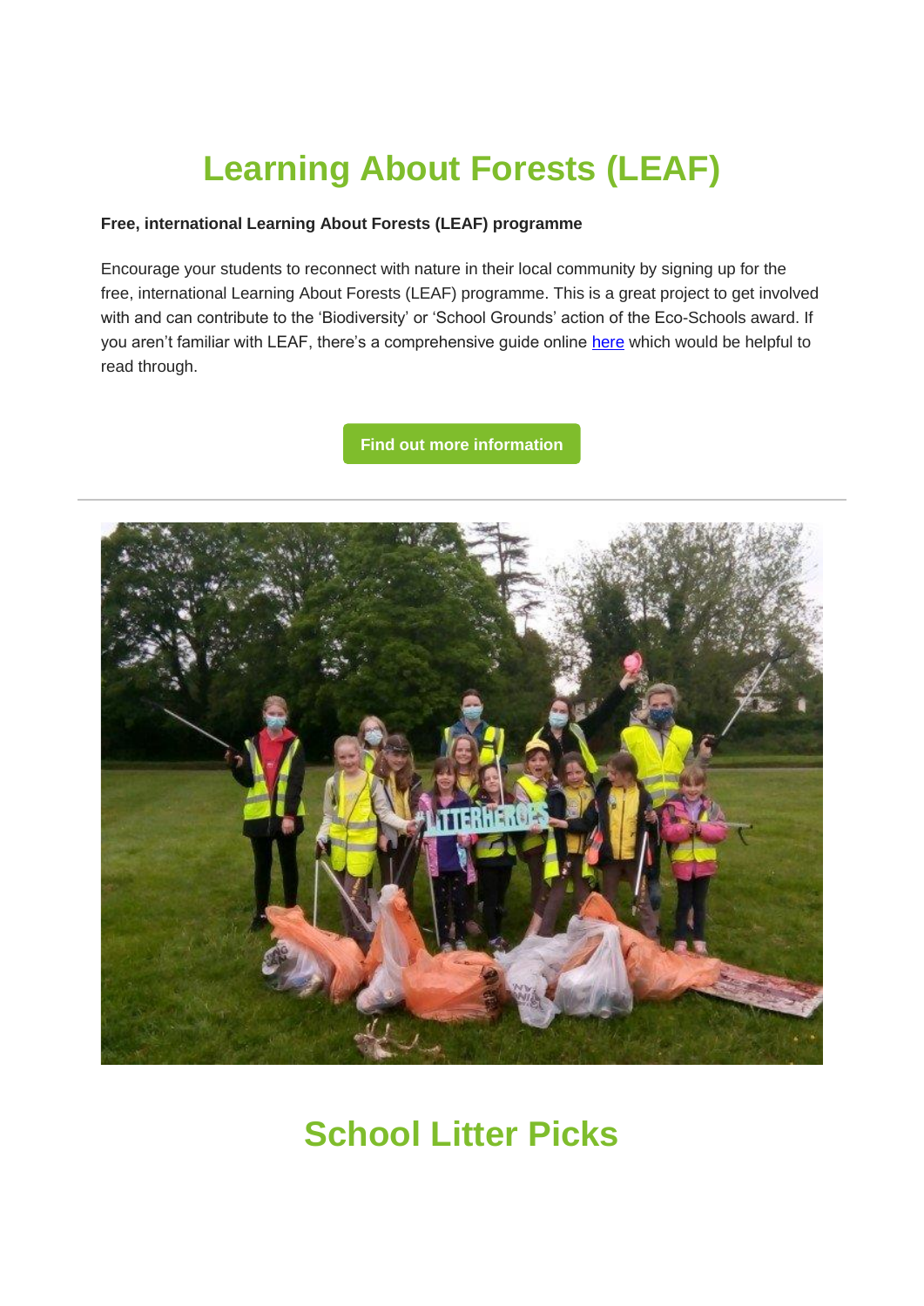# Learning About Forests (LEAF)

**Free, international Learning About Forests (LEAF) programme**

Encourage your students to reconnect with nature in their local community by signing up for the free, international Learning About Forests (LEAF) programme. This is a great project to get involved with and can contribute to the 'Biodiversity' or 'School Grounds' action of the Eco-Schools award. If you aren't familiar with LEAF, there's a comprehensive guide online here which would be helpful to read through.

Find out more information

---

# School Litter Picks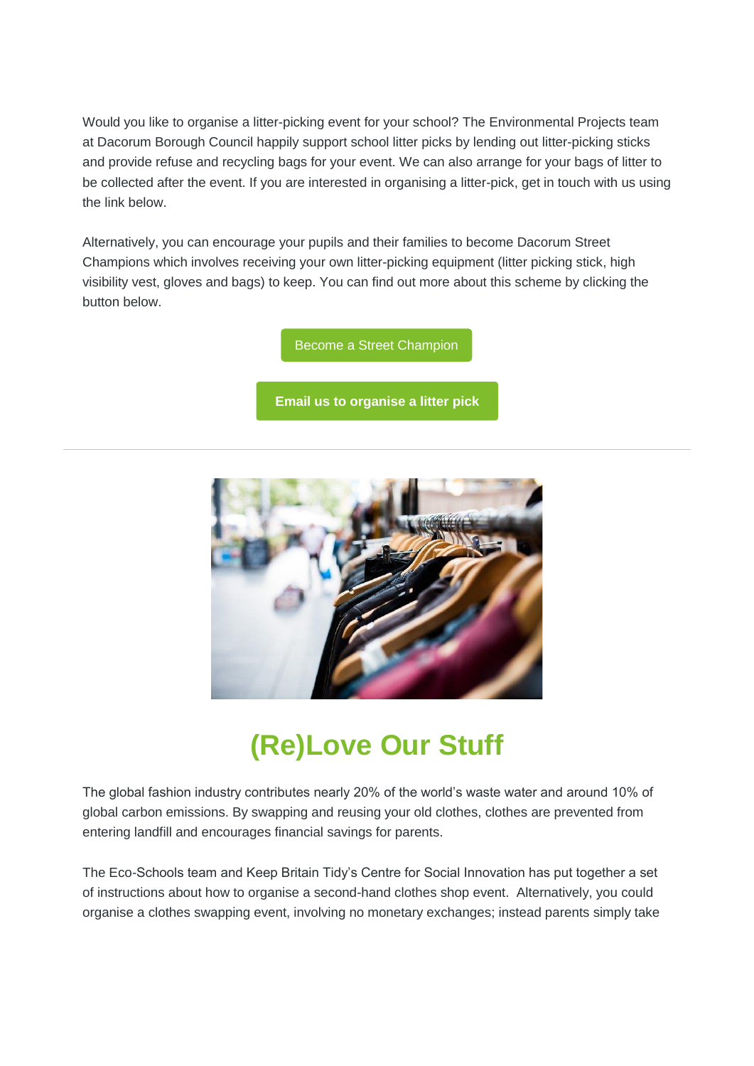Would you like to organise a litter-picking event for your school? The Environmental Projects team at Dacorum Borough Council happily support school litter picks by lending out litter-picking sticks and provide refuse and recycling bags for your event. We can also arrange for your bags of litter to be collected after the event. If you are interested in organising a litter-pick, get in touch with us using the link below.

Alternatively, you can encourage your pupils and their families to become Dacorum Street Champions which involves receiving your own litter-picking equipment (litter picking stick, high visibility vest, gloves and bags) to keep. You can find out more about this scheme by clicking the button below.

Become a Street Champion

**Email us to organise a litter pick**

---

# (Re)Love Our Stuff

The global fashion industry contributes nearly 20% of the world's waste water and around 10% of global carbon emissions. By swapping and reusing your old clothes, clothes are prevented from entering landfill and encourages financial savings for parents.

The Eco-Schools team and Keep Britain Tidy's Centre for Social Innovation has put together a set of instructions about how to organise a second-hand clothes shop event. Alternatively, you could organise a clothes swapping event, involving no monetary exchanges; instead parents simply take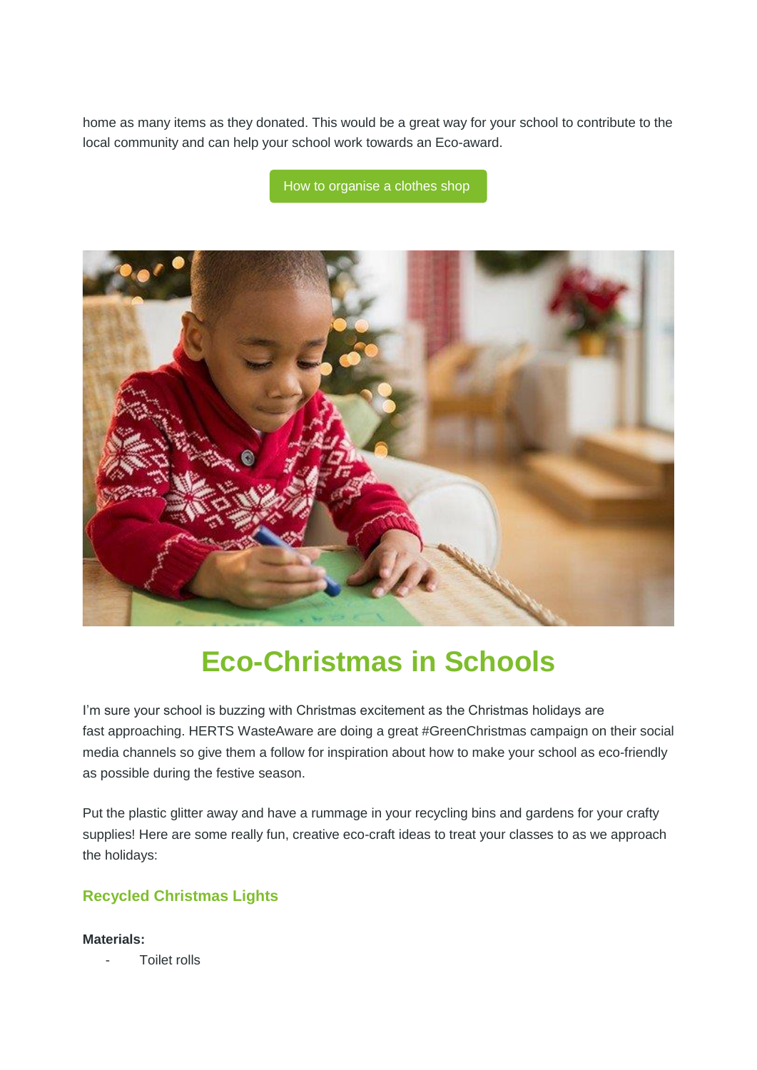home as many items as they donated. This would be a great way for your school to contribute to the local community and can help your school work towards an Eco-award.

How to organise a clothes shop

# Eco-Christmas in Schools

I'm sure your school is buzzing with Christmas excitement as the Christmas holidays are fast approaching. HERTS WasteAware are doing a great #GreenChristmas campaign on their social media channels so give them a follow for inspiration about how to make your school as eco-friendly as possible during the festive season.

Put the plastic glitter away and have a rummage in your recycling bins and gardens for your crafty supplies! Here are some really fun, creative eco-craft ideas to treat your classes to as we approach the holidays:

### Recycled Christmas Lights

**Materials:**

- Toilet rolls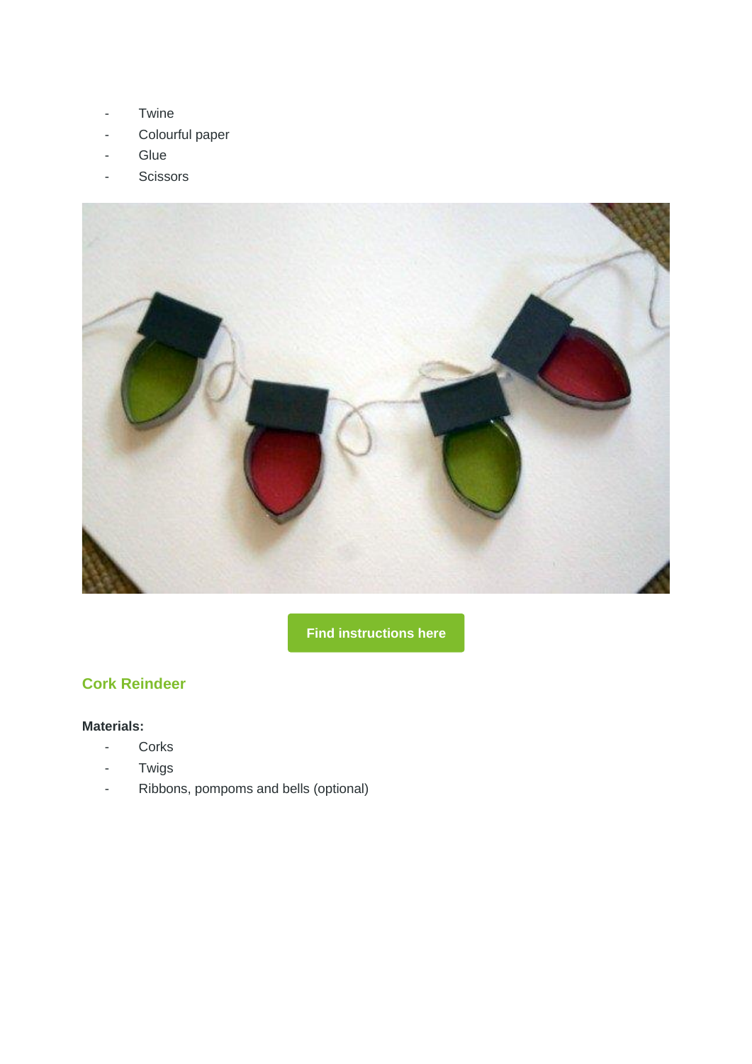- Twine
- Colourful paper
- Glue
- Scissors

Find instructions here

## Cork Reindeer

**Materials:**

- Corks
- Twigs
- Ribbons, pompoms and bells (optional)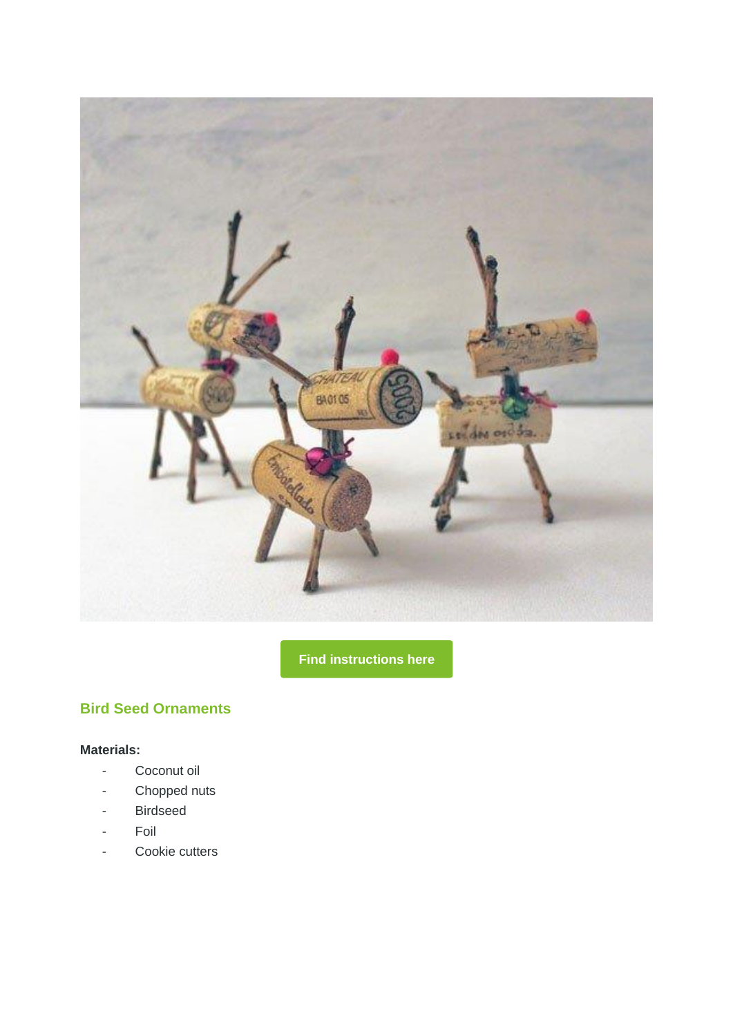Find instructions here

## Bird Seed Ornaments

**Materials:**

- Coconut oil
- Chopped nuts
- Birdseed
- Foil
- Cookie cutters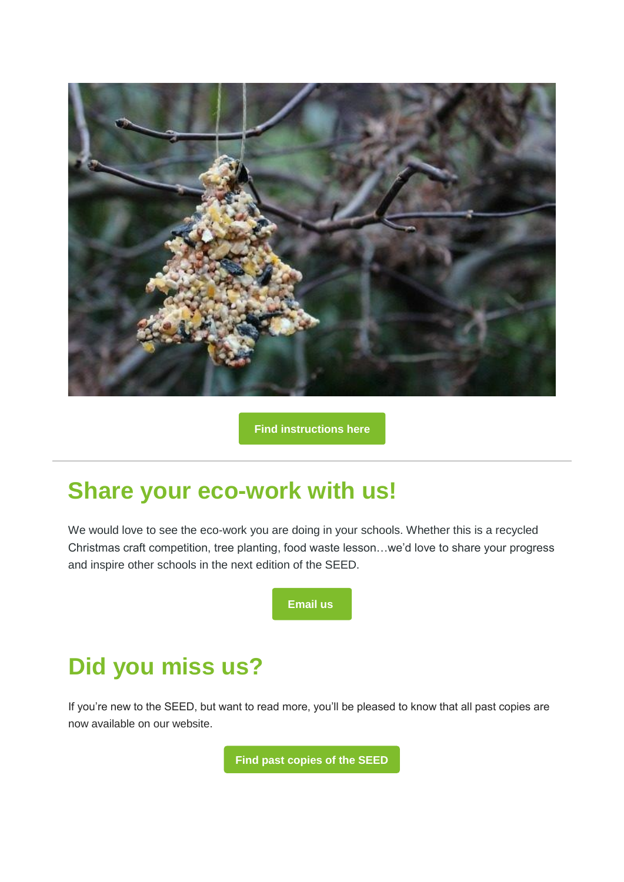Find instructions here

---

## Share your eco-work with us!

We would love to see the eco-work you are doing in your schools. Whether this is a recycled Christmas craft competition, tree planting, food waste lesson…we'd love to share your progress and inspire other schools in the next edition of the SEED.

Email us

## Did you miss us?

If you're new to the SEED, but want to read more, you'll be pleased to know that all past copies are now available on our website.

Find past copies of the SEED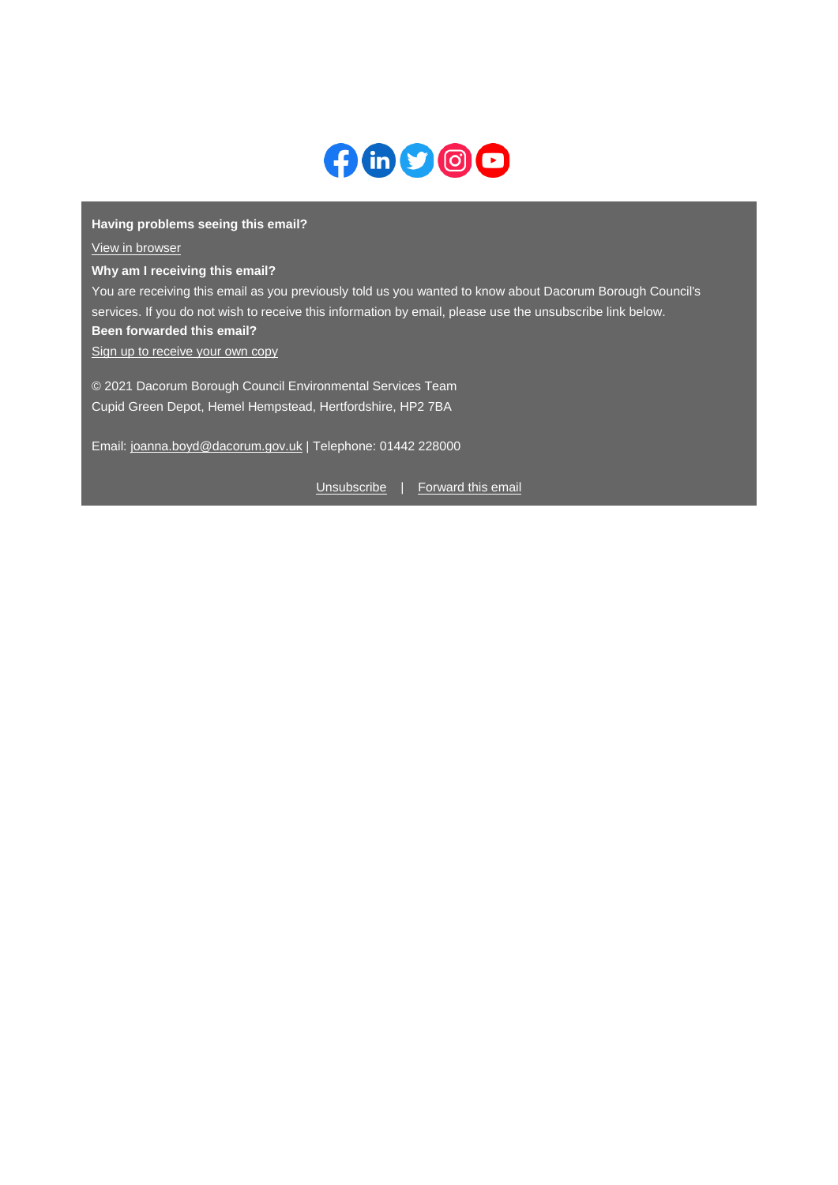**Having problems seeing this email?**

View in browser

**Why am I receiving this email?**

You are receiving this email as you previously told us you wanted to know about Dacorum Borough Council's services. If you do not wish to receive this information by email, please use the unsubscribe link below.

**Been forwarded this email?**

Sign up to receive your own copy

© 2021 Dacorum Borough Council Environmental Services Team
Cupid Green Depot, Hemel Hempstead, Hertfordshire, HP2 7BA

Email: joanna.boyd@dacorum.gov.uk | Telephone: 01442 228000

Unsubscribe | Forward this email